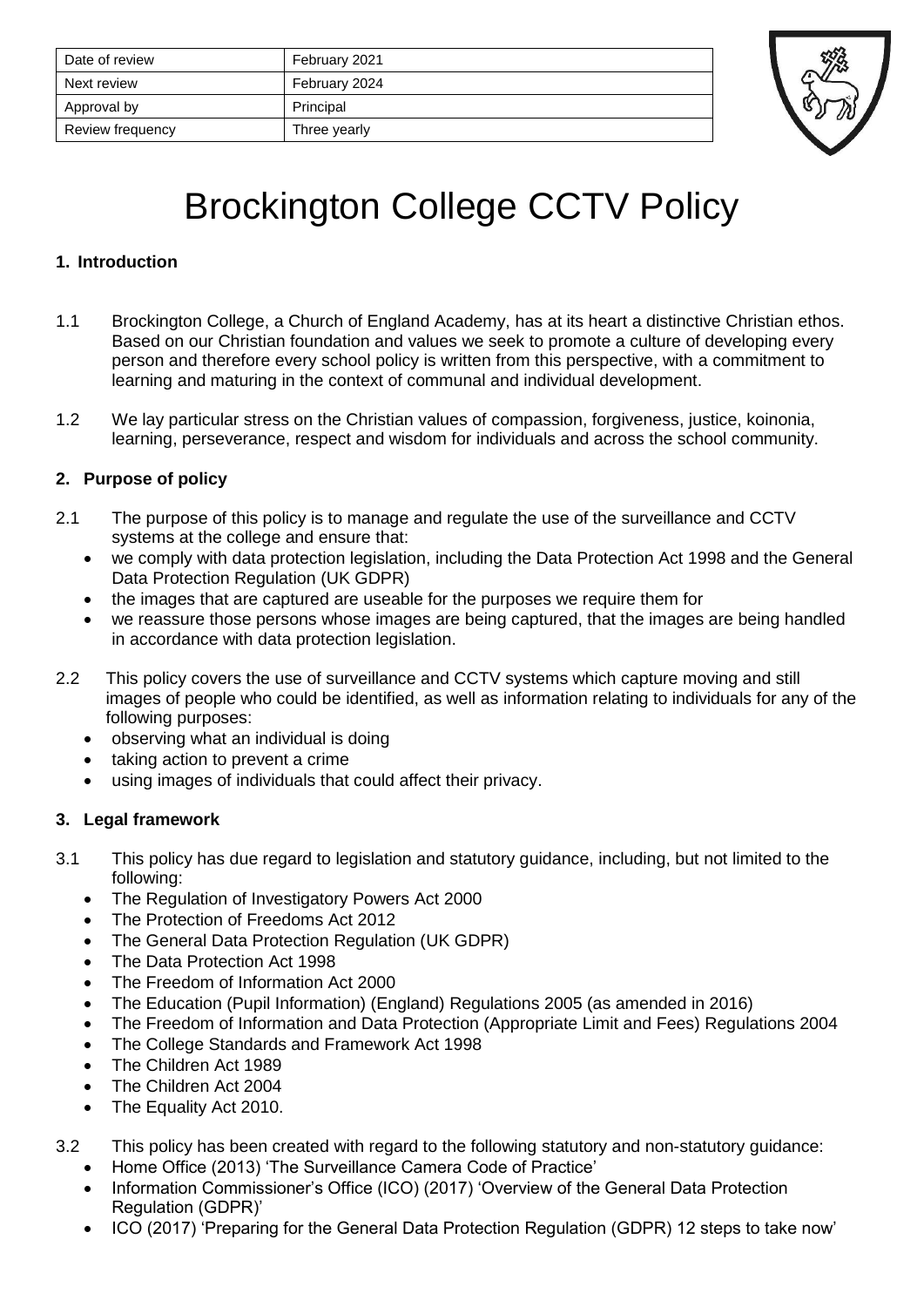| Date of review | February 2021 |
|---|---|
| Next review | February 2024 |
| Approval by | Principal |
| Review frequency | Three yearly |

# Brockington College CCTV Policy

## 1. Introduction

1.1 Brockington College, a Church of England Academy, has at its heart a distinctive Christian ethos. Based on our Christian foundation and values we seek to promote a culture of developing every person and therefore every school policy is written from this perspective, with a commitment to learning and maturing in the context of communal and individual development.

1.2 We lay particular stress on the Christian values of compassion, forgiveness, justice, koinonia, learning, perseverance, respect and wisdom for individuals and across the school community.

## 2. Purpose of policy

2.1 The purpose of this policy is to manage and regulate the use of the surveillance and CCTV systems at the college and ensure that:

- we comply with data protection legislation, including the Data Protection Act 1998 and the General Data Protection Regulation (UK GDPR)
- the images that are captured are useable for the purposes we require them for
- we reassure those persons whose images are being captured, that the images are being handled in accordance with data protection legislation.

2.2 This policy covers the use of surveillance and CCTV systems which capture moving and still images of people who could be identified, as well as information relating to individuals for any of the following purposes:

- observing what an individual is doing
- taking action to prevent a crime
- using images of individuals that could affect their privacy.

## 3. Legal framework

3.1 This policy has due regard to legislation and statutory guidance, including, but not limited to the following:

- The Regulation of Investigatory Powers Act 2000
- The Protection of Freedoms Act 2012
- The General Data Protection Regulation (UK GDPR)
- The Data Protection Act 1998
- The Freedom of Information Act 2000
- The Education (Pupil Information) (England) Regulations 2005 (as amended in 2016)
- The Freedom of Information and Data Protection (Appropriate Limit and Fees) Regulations 2004
- The College Standards and Framework Act 1998
- The Children Act 1989
- The Children Act 2004
- The Equality Act 2010.

3.2 This policy has been created with regard to the following statutory and non-statutory guidance:

- Home Office (2013) 'The Surveillance Camera Code of Practice'
- Information Commissioner's Office (ICO) (2017) 'Overview of the General Data Protection Regulation (GDPR)'
- ICO (2017) 'Preparing for the General Data Protection Regulation (GDPR) 12 steps to take now'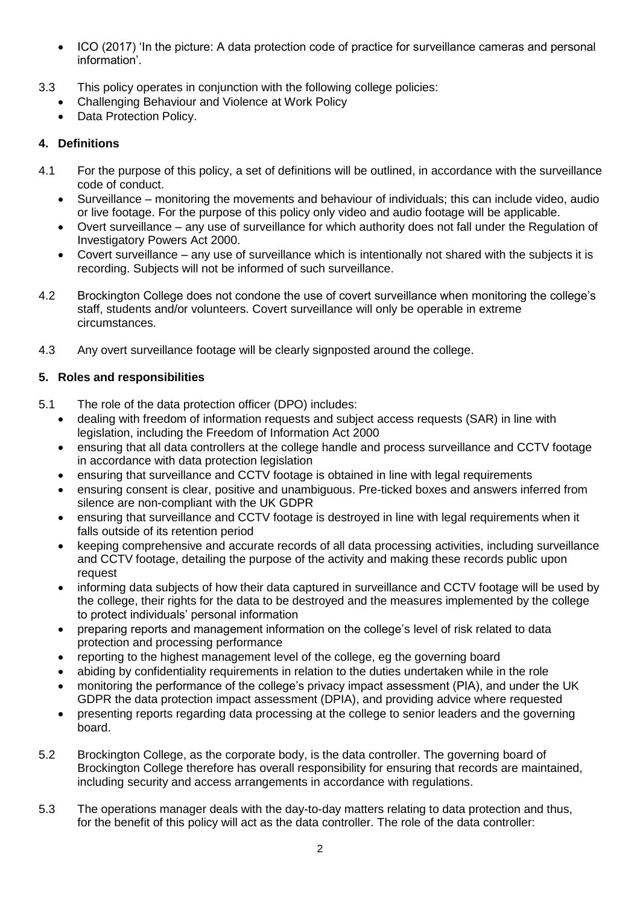- ICO (2017) 'In the picture: A data protection code of practice for surveillance cameras and personal information'.

3.3 This policy operates in conjunction with the following college policies:

- Challenging Behaviour and Violence at Work Policy
- Data Protection Policy.

## 4. Definitions

4.1 For the purpose of this policy, a set of definitions will be outlined, in accordance with the surveillance code of conduct.

- Surveillance – monitoring the movements and behaviour of individuals; this can include video, audio or live footage. For the purpose of this policy only video and audio footage will be applicable.
- Overt surveillance – any use of surveillance for which authority does not fall under the Regulation of Investigatory Powers Act 2000.
- Covert surveillance – any use of surveillance which is intentionally not shared with the subjects it is recording. Subjects will not be informed of such surveillance.

4.2 Brockington College does not condone the use of covert surveillance when monitoring the college's staff, students and/or volunteers. Covert surveillance will only be operable in extreme circumstances.

4.3 Any overt surveillance footage will be clearly signposted around the college.

## 5. Roles and responsibilities

5.1 The role of the data protection officer (DPO) includes:

- dealing with freedom of information requests and subject access requests (SAR) in line with legislation, including the Freedom of Information Act 2000
- ensuring that all data controllers at the college handle and process surveillance and CCTV footage in accordance with data protection legislation
- ensuring that surveillance and CCTV footage is obtained in line with legal requirements
- ensuring consent is clear, positive and unambiguous. Pre-ticked boxes and answers inferred from silence are non-compliant with the UK GDPR
- ensuring that surveillance and CCTV footage is destroyed in line with legal requirements when it falls outside of its retention period
- keeping comprehensive and accurate records of all data processing activities, including surveillance and CCTV footage, detailing the purpose of the activity and making these records public upon request
- informing data subjects of how their data captured in surveillance and CCTV footage will be used by the college, their rights for the data to be destroyed and the measures implemented by the college to protect individuals' personal information
- preparing reports and management information on the college's level of risk related to data protection and processing performance
- reporting to the highest management level of the college, eg the governing board
- abiding by confidentiality requirements in relation to the duties undertaken while in the role
- monitoring the performance of the college's privacy impact assessment (PIA), and under the UK GDPR the data protection impact assessment (DPIA), and providing advice where requested
- presenting reports regarding data processing at the college to senior leaders and the governing board.

5.2 Brockington College, as the corporate body, is the data controller. The governing board of Brockington College therefore has overall responsibility for ensuring that records are maintained, including security and access arrangements in accordance with regulations.

5.3 The operations manager deals with the day-to-day matters relating to data protection and thus, for the benefit of this policy will act as the data controller. The role of the data controller: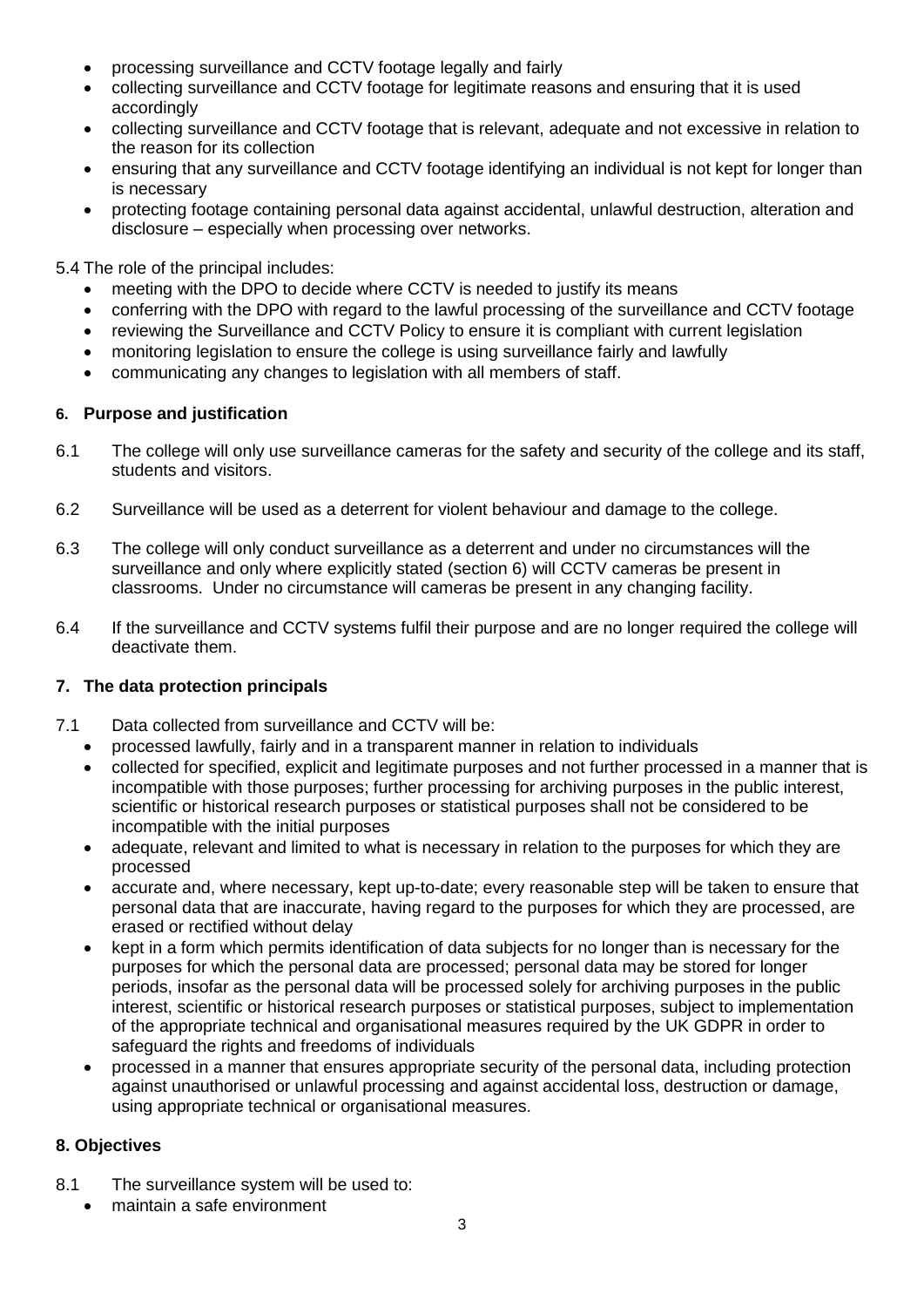- processing surveillance and CCTV footage legally and fairly
- collecting surveillance and CCTV footage for legitimate reasons and ensuring that it is used accordingly
- collecting surveillance and CCTV footage that is relevant, adequate and not excessive in relation to the reason for its collection
- ensuring that any surveillance and CCTV footage identifying an individual is not kept for longer than is necessary
- protecting footage containing personal data against accidental, unlawful destruction, alteration and disclosure – especially when processing over networks.

5.4 The role of the principal includes:

- meeting with the DPO to decide where CCTV is needed to justify its means
- conferring with the DPO with regard to the lawful processing of the surveillance and CCTV footage
- reviewing the Surveillance and CCTV Policy to ensure it is compliant with current legislation
- monitoring legislation to ensure the college is using surveillance fairly and lawfully
- communicating any changes to legislation with all members of staff.

## 6. Purpose and justification

6.1 The college will only use surveillance cameras for the safety and security of the college and its staff, students and visitors.

6.2 Surveillance will be used as a deterrent for violent behaviour and damage to the college.

6.3 The college will only conduct surveillance as a deterrent and under no circumstances will the surveillance and only where explicitly stated (section 6) will CCTV cameras be present in classrooms. Under no circumstance will cameras be present in any changing facility.

6.4 If the surveillance and CCTV systems fulfil their purpose and are no longer required the college will deactivate them.

## 7. The data protection principals

7.1 Data collected from surveillance and CCTV will be:

- processed lawfully, fairly and in a transparent manner in relation to individuals
- collected for specified, explicit and legitimate purposes and not further processed in a manner that is incompatible with those purposes; further processing for archiving purposes in the public interest, scientific or historical research purposes or statistical purposes shall not be considered to be incompatible with the initial purposes
- adequate, relevant and limited to what is necessary in relation to the purposes for which they are processed
- accurate and, where necessary, kept up-to-date; every reasonable step will be taken to ensure that personal data that are inaccurate, having regard to the purposes for which they are processed, are erased or rectified without delay
- kept in a form which permits identification of data subjects for no longer than is necessary for the purposes for which the personal data are processed; personal data may be stored for longer periods, insofar as the personal data will be processed solely for archiving purposes in the public interest, scientific or historical research purposes or statistical purposes, subject to implementation of the appropriate technical and organisational measures required by the UK GDPR in order to safeguard the rights and freedoms of individuals
- processed in a manner that ensures appropriate security of the personal data, including protection against unauthorised or unlawful processing and against accidental loss, destruction or damage, using appropriate technical or organisational measures.

## 8. Objectives

8.1 The surveillance system will be used to:

- maintain a safe environment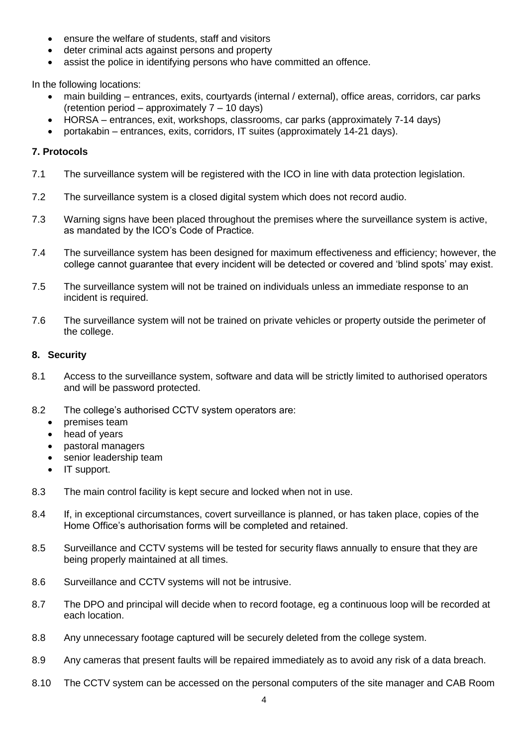- ensure the welfare of students, staff and visitors
- deter criminal acts against persons and property
- assist the police in identifying persons who have committed an offence.

In the following locations:

- main building – entrances, exits, courtyards (internal / external), office areas, corridors, car parks (retention period – approximately 7 – 10 days)
- HORSA – entrances, exit, workshops, classrooms, car parks (approximately 7-14 days)
- portakabin – entrances, exits, corridors, IT suites (approximately 14-21 days).

## 7. Protocols

7.1 The surveillance system will be registered with the ICO in line with data protection legislation.

7.2 The surveillance system is a closed digital system which does not record audio.

7.3 Warning signs have been placed throughout the premises where the surveillance system is active, as mandated by the ICO's Code of Practice.

7.4 The surveillance system has been designed for maximum effectiveness and efficiency; however, the college cannot guarantee that every incident will be detected or covered and 'blind spots' may exist.

7.5 The surveillance system will not be trained on individuals unless an immediate response to an incident is required.

7.6 The surveillance system will not be trained on private vehicles or property outside the perimeter of the college.

## 8. Security

8.1 Access to the surveillance system, software and data will be strictly limited to authorised operators and will be password protected.

8.2 The college's authorised CCTV system operators are:

- premises team
- head of years
- pastoral managers
- senior leadership team
- IT support.

8.3 The main control facility is kept secure and locked when not in use.

8.4 If, in exceptional circumstances, covert surveillance is planned, or has taken place, copies of the Home Office's authorisation forms will be completed and retained.

8.5 Surveillance and CCTV systems will be tested for security flaws annually to ensure that they are being properly maintained at all times.

8.6 Surveillance and CCTV systems will not be intrusive.

8.7 The DPO and principal will decide when to record footage, eg a continuous loop will be recorded at each location.

8.8 Any unnecessary footage captured will be securely deleted from the college system.

8.9 Any cameras that present faults will be repaired immediately as to avoid any risk of a data breach.

8.10 The CCTV system can be accessed on the personal computers of the site manager and CAB Room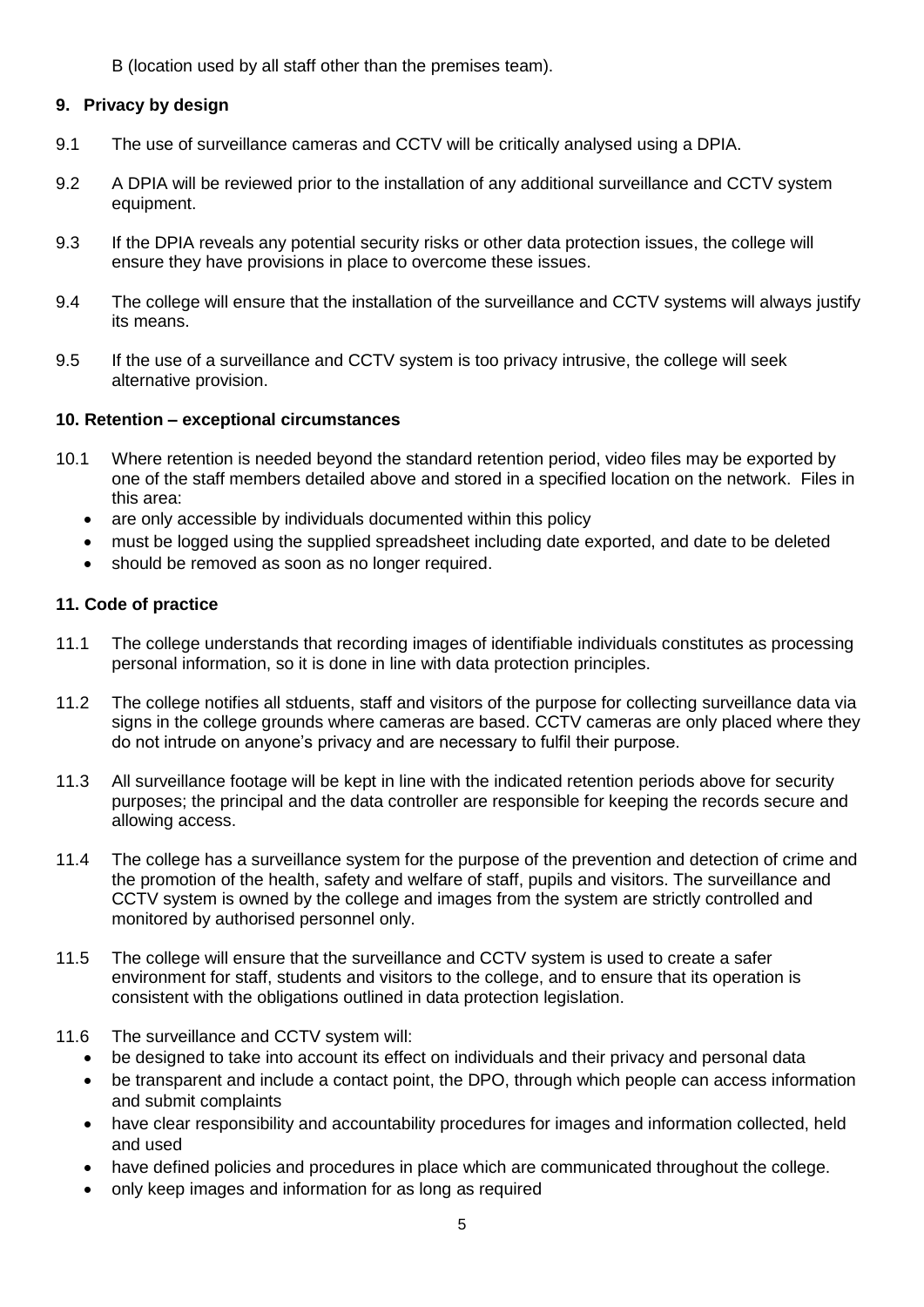B (location used by all staff other than the premises team).

### 9. Privacy by design

9.1 The use of surveillance cameras and CCTV will be critically analysed using a DPIA.

9.2 A DPIA will be reviewed prior to the installation of any additional surveillance and CCTV system equipment.

9.3 If the DPIA reveals any potential security risks or other data protection issues, the college will ensure they have provisions in place to overcome these issues.

9.4 The college will ensure that the installation of the surveillance and CCTV systems will always justify its means.

9.5 If the use of a surveillance and CCTV system is too privacy intrusive, the college will seek alternative provision.

### 10. Retention – exceptional circumstances

10.1 Where retention is needed beyond the standard retention period, video files may be exported by one of the staff members detailed above and stored in a specified location on the network. Files in this area:

- are only accessible by individuals documented within this policy
- must be logged using the supplied spreadsheet including date exported, and date to be deleted
- should be removed as soon as no longer required.

### 11. Code of practice

11.1 The college understands that recording images of identifiable individuals constitutes as processing personal information, so it is done in line with data protection principles.

11.2 The college notifies all stduents, staff and visitors of the purpose for collecting surveillance data via signs in the college grounds where cameras are based. CCTV cameras are only placed where they do not intrude on anyone's privacy and are necessary to fulfil their purpose.

11.3 All surveillance footage will be kept in line with the indicated retention periods above for security purposes; the principal and the data controller are responsible for keeping the records secure and allowing access.

11.4 The college has a surveillance system for the purpose of the prevention and detection of crime and the promotion of the health, safety and welfare of staff, pupils and visitors. The surveillance and CCTV system is owned by the college and images from the system are strictly controlled and monitored by authorised personnel only.

11.5 The college will ensure that the surveillance and CCTV system is used to create a safer environment for staff, students and visitors to the college, and to ensure that its operation is consistent with the obligations outlined in data protection legislation.

11.6 The surveillance and CCTV system will:

- be designed to take into account its effect on individuals and their privacy and personal data
- be transparent and include a contact point, the DPO, through which people can access information and submit complaints
- have clear responsibility and accountability procedures for images and information collected, held and used
- have defined policies and procedures in place which are communicated throughout the college.
- only keep images and information for as long as required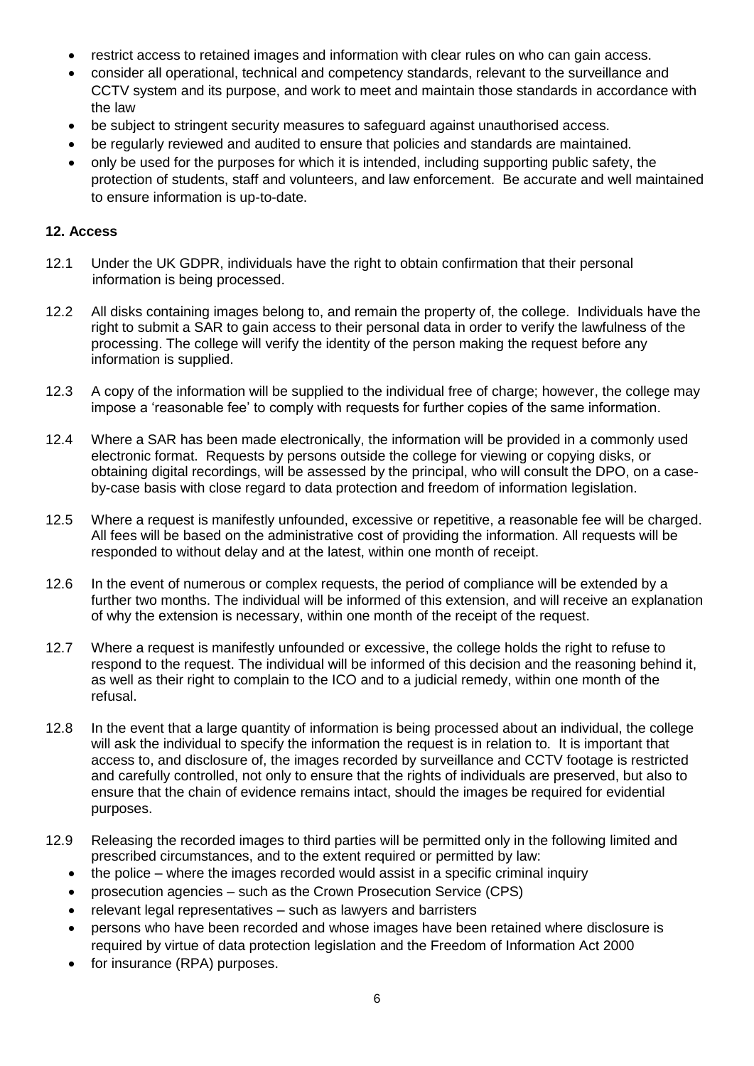- restrict access to retained images and information with clear rules on who can gain access.
- consider all operational, technical and competency standards, relevant to the surveillance and CCTV system and its purpose, and work to meet and maintain those standards in accordance with the law
- be subject to stringent security measures to safeguard against unauthorised access.
- be regularly reviewed and audited to ensure that policies and standards are maintained.
- only be used for the purposes for which it is intended, including supporting public safety, the protection of students, staff and volunteers, and law enforcement. Be accurate and well maintained to ensure information is up-to-date.

**12. Access**

12.1 Under the UK GDPR, individuals have the right to obtain confirmation that their personal information is being processed.

12.2 All disks containing images belong to, and remain the property of, the college. Individuals have the right to submit a SAR to gain access to their personal data in order to verify the lawfulness of the processing. The college will verify the identity of the person making the request before any information is supplied.

12.3 A copy of the information will be supplied to the individual free of charge; however, the college may impose a 'reasonable fee' to comply with requests for further copies of the same information.

12.4 Where a SAR has been made electronically, the information will be provided in a commonly used electronic format. Requests by persons outside the college for viewing or copying disks, or obtaining digital recordings, will be assessed by the principal, who will consult the DPO, on a case-by-case basis with close regard to data protection and freedom of information legislation.

12.5 Where a request is manifestly unfounded, excessive or repetitive, a reasonable fee will be charged. All fees will be based on the administrative cost of providing the information. All requests will be responded to without delay and at the latest, within one month of receipt.

12.6 In the event of numerous or complex requests, the period of compliance will be extended by a further two months. The individual will be informed of this extension, and will receive an explanation of why the extension is necessary, within one month of the receipt of the request.

12.7 Where a request is manifestly unfounded or excessive, the college holds the right to refuse to respond to the request. The individual will be informed of this decision and the reasoning behind it, as well as their right to complain to the ICO and to a judicial remedy, within one month of the refusal.

12.8 In the event that a large quantity of information is being processed about an individual, the college will ask the individual to specify the information the request is in relation to. It is important that access to, and disclosure of, the images recorded by surveillance and CCTV footage is restricted and carefully controlled, not only to ensure that the rights of individuals are preserved, but also to ensure that the chain of evidence remains intact, should the images be required for evidential purposes.

12.9 Releasing the recorded images to third parties will be permitted only in the following limited and prescribed circumstances, and to the extent required or permitted by law:

- the police – where the images recorded would assist in a specific criminal inquiry
- prosecution agencies – such as the Crown Prosecution Service (CPS)
- relevant legal representatives – such as lawyers and barristers
- persons who have been recorded and whose images have been retained where disclosure is required by virtue of data protection legislation and the Freedom of Information Act 2000
- for insurance (RPA) purposes.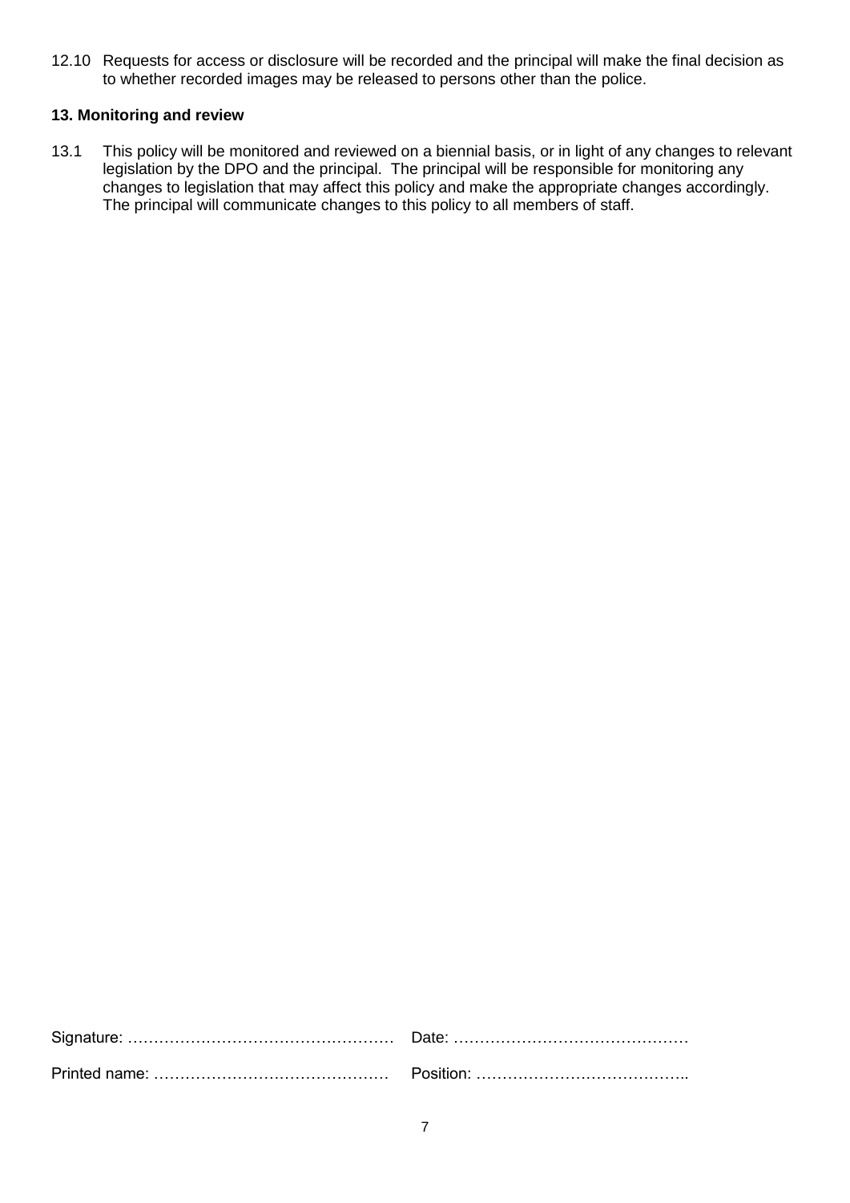12.10 Requests for access or disclosure will be recorded and the principal will make the final decision as to whether recorded images may be released to persons other than the police.

### 13. Monitoring and review

13.1 This policy will be monitored and reviewed on a biennial basis, or in light of any changes to relevant legislation by the DPO and the principal. The principal will be responsible for monitoring any changes to legislation that may affect this policy and make the appropriate changes accordingly. The principal will communicate changes to this policy to all members of staff.

Signature: …………………………………………… Date: ………………………………………

Printed name: ……………………………………… Position: …………………………………..